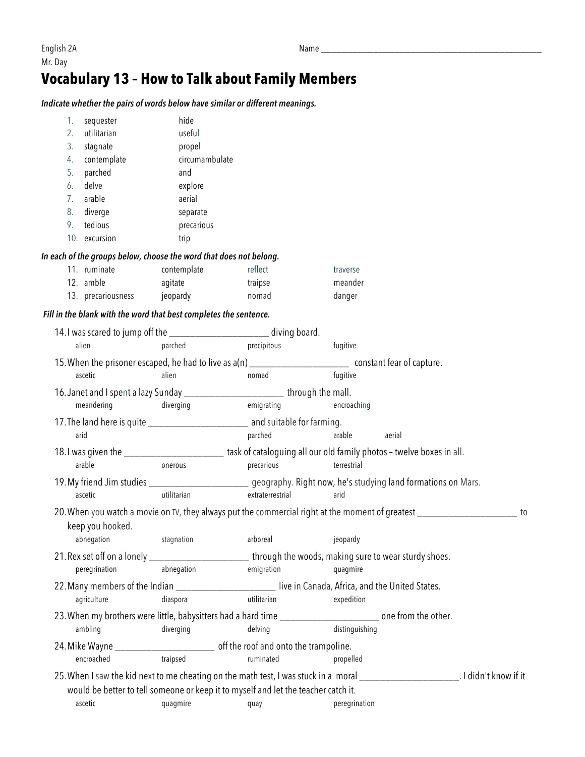English 2A
Mr. Day

Name ______________________________________________

# Vocabulary 13 – How to Talk about Family Members

***Indicate whether the pairs of words below have similar or different meanings.***

1. sequester hide
2. utilitarian useful
3. stagnate propel
4. contemplate circumambulate
5. parched and
6. delve explore
7. arable aerial
8. diverge separate
9. tedious precarious
10. excursion trip

***In each of the groups below, choose the word that does not belong.***

11. ruminate contemplate reflect traverse
12. amble agitate traipse meander
13. precariousness jeopardy nomad danger

***Fill in the blank with the word that best completes the sentence.***

14. I was scared to jump off the ____________________ diving board.
    alien parched precipitous fugitive

15. When the prisoner escaped, he had to live as a(n) ____________________ constant fear of capture.
    ascetic alien nomad fugitive

16. Janet and I spent a lazy Sunday ____________________ through the mall.
    meandering diverging emigrating encroaching

17. The land here is quite ____________________ and suitable for farming.
    arid parched arable aerial

18. I was given the ____________________ task of cataloguing all our old family photos – twelve boxes in all.
    arable onerous precarious terrestrial

19. My friend Jim studies ____________________ geography. Right now, he's studying land formations on Mars.
    ascetic utilitarian extraterrestrial arid

20. When you watch a movie on TV, they always put the commercial right at the moment of greatest ____________________ to keep you hooked.
    abnegation stagnation arboreal jeopardy

21. Rex set off on a lonely ____________________ through the woods, making sure to wear sturdy shoes.
    peregrination abnegation emigration quagmire

22. Many members of the Indian ____________________ live in Canada, Africa, and the United States.
    agriculture diaspora utilitarian expedition

23. When my brothers were little, babysitters had a hard time ____________________ one from the other.
    ambling diverging delving distinguishing

24. Mike Wayne ____________________ off the roof and onto the trampoline.
    encroached traipsed ruminated propelled

25. When I saw the kid next to me cheating on the math test, I was stuck in a moral ____________________. I didn't know if it would be better to tell someone or keep it to myself and let the teacher catch it.
    ascetic quagmire quay peregrination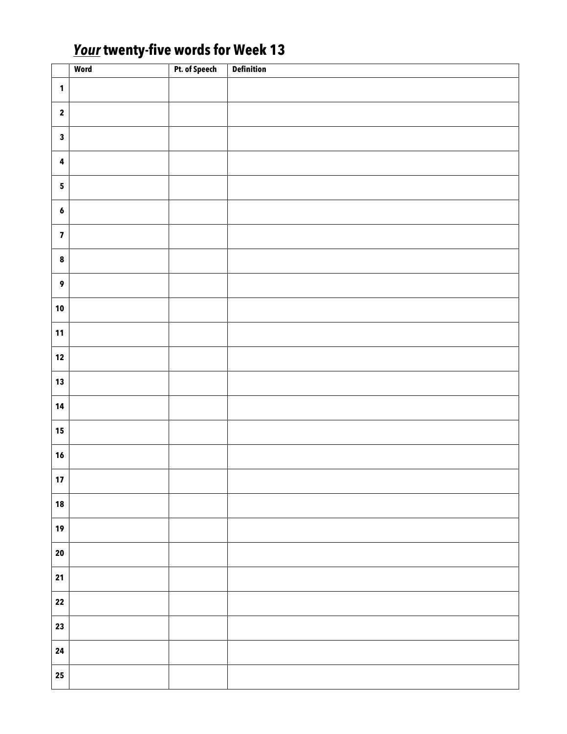# ***<u>Your</u>*** **twenty-five words for Week 13**

| | Word | Pt. of Speech | Definition |
|---|---|---|---|
| 1 | | | |
| 2 | | | |
| 3 | | | |
| 4 | | | |
| 5 | | | |
| 6 | | | |
| 7 | | | |
| 8 | | | |
| 9 | | | |
| 10 | | | |
| 11 | | | |
| 12 | | | |
| 13 | | | |
| 14 | | | |
| 15 | | | |
| 16 | | | |
| 17 | | | |
| 18 | | | |
| 19 | | | |
| 20 | | | |
| 21 | | | |
| 22 | | | |
| 23 | | | |
| 24 | | | |
| 25 | | | |